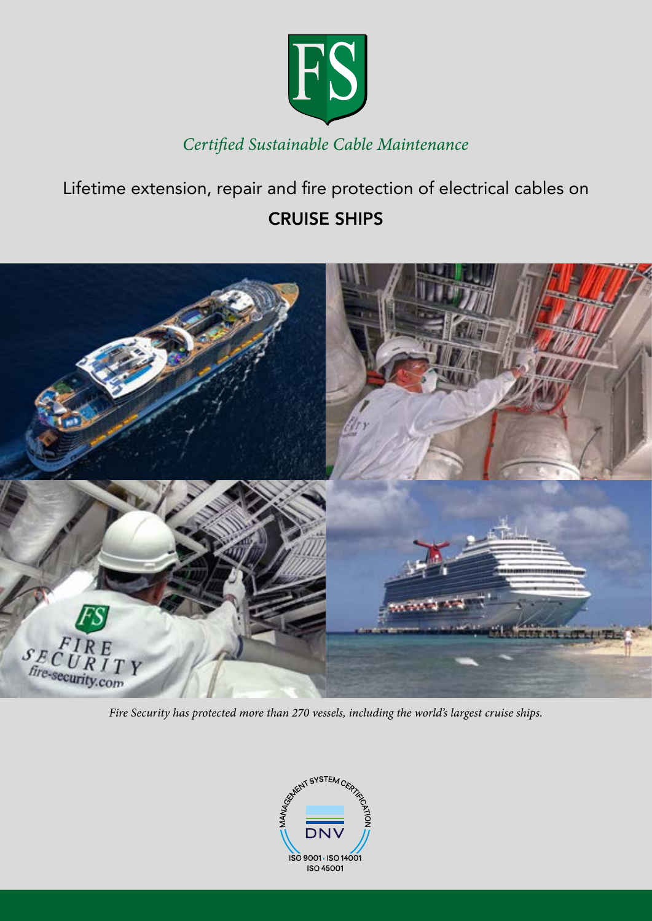FS

*Certified Sustainable Cable Maintenance*

# Lifetime extension, repair and fire protection of electrical cables on

## CRUISE SHIPS

*Fire Security has protected more than 270 vessels, including the world's largest cruise ships.*

MANAGEMENT SYSTEM CERTIFICATION

DNV

ISO 9001 · ISO 14001

ISO 45001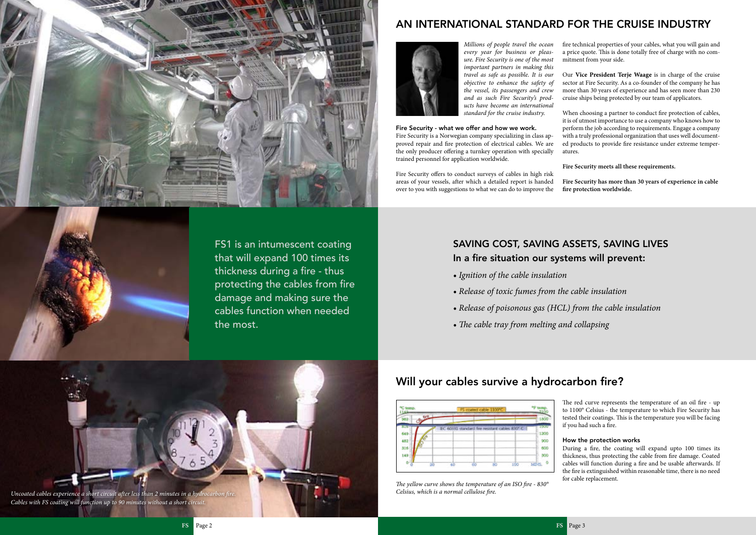## AN INTERNATIONAL STANDARD FOR THE CRUISE INDUSTRY

*Millions of people travel the ocean every year for business or pleasure. Fire Security is one of the most important partners in making this travel as safe as possible. It is our objective to enhance the safety of the vessel, its passengers and crew and as such Fire Security's products have become an international standard for the cruise industry.*

### Fire Security - what we offer and how we work.

Fire Security is a Norwegian company specializing in class approved repair and fire protection of electrical cables. We are the only producer offering a turnkey operation with specially trained personnel for application worldwide.

Fire Security offers to conduct surveys of cables in high risk areas of your vessels, after which a detailed report is handed over to you with suggestions to what we can do to improve the fire technical properties of your cables, what you will gain and a price quote. This is done totally free of charge with no commitment from your side.

Our **Vice President Terje Waage** is in charge of the cruise sector at Fire Security. As a co-founder of the company he has more than 30 years of experience and has seen more than 230 cruise ships being protected by our team of applicators.

When choosing a partner to conduct fire protection of cables, it is of utmost importance to use a company who knows how to perform the job according to requirements. Engage a company with a truly professional organization that uses well documented products to provide fire resistance under extreme temperatures.

**Fire Security meets all these requirements.**

**Fire Security has more than 30 years of experience in cable fire protection worldwide.**

FS1 is an intumescent coating that will expand 100 times its thickness during a fire - thus protecting the cables from fire damage and making sure the cables function when needed the most.

## SAVING COST, SAVING ASSETS, SAVING LIVES

### In a fire situation our systems will prevent:

- *Ignition of the cable insulation*
- *Release of toxic fumes from the cable insulation*
- *Release of poisonous gas (HCL) from the cable insulation*
- *The cable tray from melting and collapsing*

*Uncoated cables experience a short circuit after less than 2 minutes in a hydrocarbon fire. Cables with FS coating will function up to 90 minutes without a short circuit.*

## Will your cables survive a hydrocarbon fire?

*The yellow curve shows the temperature of an ISO fire - 830° Celsius, which is a normal cellulose fire.*

The red curve represents the temperature of an oil fire - up to 1100° Celsius - the temperature to which Fire Security has tested their coatings. This is the temperature you will be facing if you had such a fire.

### How the protection works

During a fire, the coating will expand upto 100 times its thickness, thus protecting the cable from fire damage. Coated cables will function during a fire and be usable afterwards. If the fire is extinguished within reasonable time, there is no need for cable replacement.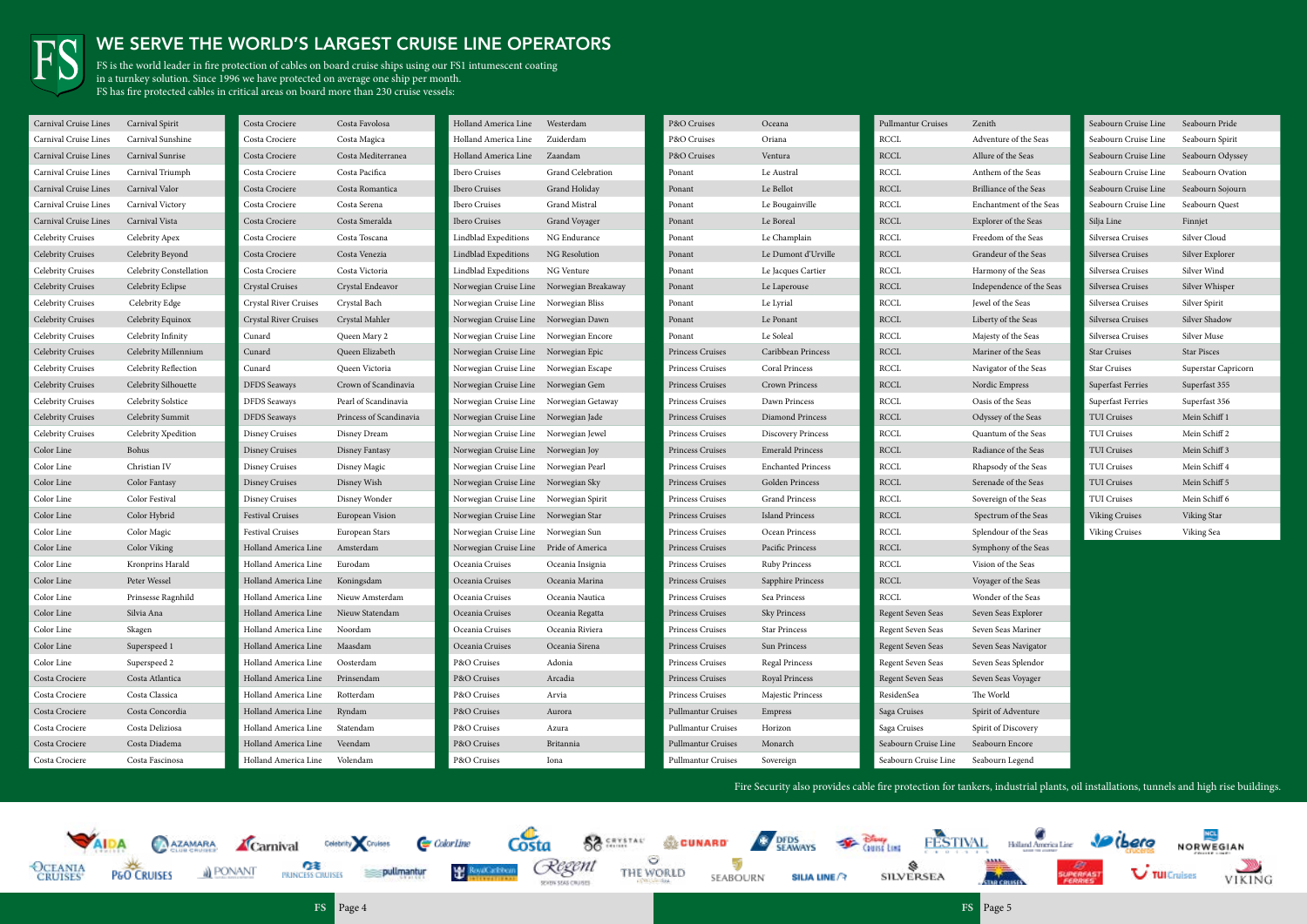# WE SERVE THE WORLD'S LARGEST CRUISE LINE OPERATORS

FS is the world leader in fire protection of cables on board cruise ships using our FS1 intumescent coating in a turnkey solution. Since 1996 we have protected on average one ship per month.
FS has fire protected cables in critical areas on board more than 230 cruise vessels:

| Operator | Ship |
|---|---|
| Carnival Cruise Lines | Carnival Spirit |
| Carnival Cruise Lines | Carnival Sunshine |
| Carnival Cruise Lines | Carnival Sunrise |
| Carnival Cruise Lines | Carnival Triumph |
| Carnival Cruise Lines | Carnival Valor |
| Carnival Cruise Lines | Carnival Victory |
| Carnival Cruise Lines | Carnival Vista |
| Celebrity Cruises | Celebrity Apex |
| Celebrity Cruises | Celebrity Beyond |
| Celebrity Cruises | Celebrity Constellation |
| Celebrity Cruises | Celebrity Eclipse |
| Celebrity Cruises | Celebrity Edge |
| Celebrity Cruises | Celebrity Equinox |
| Celebrity Cruises | Celebrity Infinity |
| Celebrity Cruises | Celebrity Millennium |
| Celebrity Cruises | Celebrity Reflection |
| Celebrity Cruises | Celebrity Silhouette |
| Celebrity Cruises | Celebrity Solstice |
| Celebrity Cruises | Celebrity Summit |
| Celebrity Cruises | Celebrity Xpedition |
| Color Line | Bohus |
| Color Line | Christian IV |
| Color Line | Color Fantasy |
| Color Line | Color Festival |
| Color Line | Color Hybrid |
| Color Line | Color Magic |
| Color Line | Color Viking |
| Color Line | Kronprins Harald |
| Color Line | Peter Wessel |
| Color Line | Prinsesse Ragnhild |
| Color Line | Silvia Ana |
| Color Line | Skagen |
| Color Line | Superspeed 1 |
| Color Line | Superspeed 2 |
| Costa Crociere | Costa Atlantica |
| Costa Crociere | Costa Classica |
| Costa Crociere | Costa Concordia |
| Costa Crociere | Costa Deliziosa |
| Costa Crociere | Costa Diadema |
| Costa Crociere | Costa Fascinosa |
| Costa Crociere | Costa Favolosa |
| Costa Crociere | Costa Magica |
| Costa Crociere | Costa Mediterranea |
| Costa Crociere | Costa Pacifica |
| Costa Crociere | Costa Romantica |
| Costa Crociere | Costa Serena |
| Costa Crociere | Costa Smeralda |
| Costa Crociere | Costa Toscana |
| Costa Crociere | Costa Venezia |
| Costa Crociere | Costa Victoria |
| Crystal Cruises | Crystal Endeavor |
| Crystal River Cruises | Crystal Bach |
| Crystal River Cruises | Crystal Mahler |
| Cunard | Queen Mary 2 |
| Cunard | Queen Elizabeth |
| Cunard | Queen Victoria |
| DFDS Seaways | Crown of Scandinavia |
| DFDS Seaways | Pearl of Scandinavia |
| DFDS Seaways | Princess of Scandinavia |
| Disney Cruises | Disney Dream |
| Disney Cruises | Disney Fantasy |
| Disney Cruises | Disney Magic |
| Disney Cruises | Disney Wish |
| Disney Cruises | Disney Wonder |
| Festival Cruises | European Vision |
| Festival Cruises | European Stars |
| Holland America Line | Amsterdam |
| Holland America Line | Eurodam |
| Holland America Line | Koningsdam |
| Holland America Line | Nieuw Amsterdam |
| Holland America Line | Nieuw Statendam |
| Holland America Line | Noordam |
| Holland America Line | Maasdam |
| Holland America Line | Oosterdam |
| Holland America Line | Prinsendam |
| Holland America Line | Rotterdam |
| Holland America Line | Ryndam |
| Holland America Line | Statendam |
| Holland America Line | Veendam |
| Holland America Line | Volendam |
| Holland America Line | Westerdam |
| Holland America Line | Zuiderdam |
| Holland America Line | Zaandam |
| Ibero Cruises | Grand Celebration |
| Ibero Cruises | Grand Holiday |
| Ibero Cruises | Grand Mistral |
| Ibero Cruises | Grand Voyager |
| Lindblad Expeditions | NG Endurance |
| Lindblad Expeditions | NG Resolution |
| Lindblad Expeditions | NG Venture |
| Norwegian Cruise Line | Norwegian Breakaway |
| Norwegian Cruise Line | Norwegian Bliss |
| Norwegian Cruise Line | Norwegian Dawn |
| Norwegian Cruise Line | Norwegian Encore |
| Norwegian Cruise Line | Norwegian Epic |
| Norwegian Cruise Line | Norwegian Escape |
| Norwegian Cruise Line | Norwegian Gem |
| Norwegian Cruise Line | Norwegian Getaway |
| Norwegian Cruise Line | Norwegian Jade |
| Norwegian Cruise Line | Norwegian Jewel |
| Norwegian Cruise Line | Norwegian Joy |
| Norwegian Cruise Line | Norwegian Pearl |
| Norwegian Cruise Line | Norwegian Sky |
| Norwegian Cruise Line | Norwegian Spirit |
| Norwegian Cruise Line | Norwegian Star |
| Norwegian Cruise Line | Norwegian Sun |
| Norwegian Cruise Line | Pride of America |
| Oceania Cruises | Oceania Insignia |
| Oceania Cruises | Oceania Marina |
| Oceania Cruises | Oceania Nautica |
| Oceania Cruises | Oceania Regatta |
| Oceania Cruises | Oceania Riviera |
| Oceania Cruises | Oceania Sirena |
| P&O Cruises | Adonia |
| P&O Cruises | Arcadia |
| P&O Cruises | Arvia |
| P&O Cruises | Aurora |
| P&O Cruises | Azura |
| P&O Cruises | Britannia |
| P&O Cruises | Iona |
| P&O Cruises | Oceana |
| P&O Cruises | Oriana |
| P&O Cruises | Ventura |
| Ponant | Le Austral |
| Ponant | Le Bellot |
| Ponant | Le Bougainville |
| Ponant | Le Boreal |
| Ponant | Le Champlain |
| Ponant | Le Dumont d'Urville |
| Ponant | Le Jacques Cartier |
| Ponant | Le Laperouse |
| Ponant | Le Lyrial |
| Ponant | Le Ponant |
| Ponant | Le Soleal |
| Princess Cruises | Caribbean Princess |
| Princess Cruises | Coral Princess |
| Princess Cruises | Crown Princess |
| Princess Cruises | Dawn Princess |
| Princess Cruises | Diamond Princess |
| Princess Cruises | Discovery Princess |
| Princess Cruises | Emerald Princess |
| Princess Cruises | Enchanted Princess |
| Princess Cruises | Golden Princess |
| Princess Cruises | Grand Princess |
| Princess Cruises | Island Princess |
| Princess Cruises | Ocean Princess |
| Princess Cruises | Pacific Princess |
| Princess Cruises | Ruby Princess |
| Princess Cruises | Sapphire Princess |
| Princess Cruises | Sea Princess |
| Princess Cruises | Sky Princess |
| Princess Cruises | Star Princess |
| Princess Cruises | Sun Princess |
| Princess Cruises | Regal Princess |
| Princess Cruises | Royal Princess |
| Princess Cruises | Majestic Princess |
| Pullmantur Cruises | Empress |
| Pullmantur Cruises | Horizon |
| Pullmantur Cruises | Monarch |
| Pullmantur Cruises | Sovereign |
| Pullmantur Cruises | Zenith |
| RCCL | Adventure of the Seas |
| RCCL | Allure of the Seas |
| RCCL | Anthem of the Seas |
| RCCL | Brilliance of the Seas |
| RCCL | Enchantment of the Seas |
| RCCL | Explorer of the Seas |
| RCCL | Freedom of the Seas |
| RCCL | Grandeur of the Seas |
| RCCL | Harmony of the Seas |
| RCCL | Independence of the Seas |
| RCCL | Jewel of the Seas |
| RCCL | Liberty of the Seas |
| RCCL | Majesty of the Seas |
| RCCL | Mariner of the Seas |
| RCCL | Navigator of the Seas |
| RCCL | Nordic Empress |
| RCCL | Oasis of the Seas |
| RCCL | Odyssey of the Seas |
| RCCL | Quantum of the Seas |
| RCCL | Radiance of the Seas |
| RCCL | Rhapsody of the Seas |
| RCCL | Serenade of the Seas |
| RCCL | Sovereign of the Seas |
| RCCL | Spectrum of the Seas |
| RCCL | Splendour of the Seas |
| RCCL | Symphony of the Seas |
| RCCL | Vision of the Seas |
| RCCL | Voyager of the Seas |
| RCCL | Wonder of the Seas |
| Regent Seven Seas | Seven Seas Explorer |
| Regent Seven Seas | Seven Seas Mariner |
| Regent Seven Seas | Seven Seas Navigator |
| Regent Seven Seas | Seven Seas Splendor |
| Regent Seven Seas | Seven Seas Voyager |
| ResidenSea | The World |
| Saga Cruises | Spirit of Adventure |
| Saga Cruises | Spirit of Discovery |
| Seabourn Cruise Line | Seabourn Encore |
| Seabourn Cruise Line | Seabourn Legend |
| Seabourn Cruise Line | Seabourn Pride |
| Seabourn Cruise Line | Seabourn Spirit |
| Seabourn Cruise Line | Seabourn Odyssey |
| Seabourn Cruise Line | Seabourn Ovation |
| Seabourn Cruise Line | Seabourn Sojourn |
| Seabourn Cruise Line | Seabourn Quest |
| Silja Line | Finnjet |
| Silversea Cruises | Silver Cloud |
| Silversea Cruises | Silver Explorer |
| Silversea Cruises | Silver Wind |
| Silversea Cruises | Silver Whisper |
| Silversea Cruises | Silver Spirit |
| Silversea Cruises | Silver Shadow |
| Silversea Cruises | Silver Muse |
| Star Cruises | Star Pisces |
| Star Cruises | Superstar Capricorn |
| Superfast Ferries | Superfast 355 |
| Superfast Ferries | Superfast 356 |
| TUI Cruises | Mein Schiff 1 |
| TUI Cruises | Mein Schiff 2 |
| TUI Cruises | Mein Schiff 3 |
| TUI Cruises | Mein Schiff 4 |
| TUI Cruises | Mein Schiff 5 |
| TUI Cruises | Mein Schiff 6 |
| Viking Cruises | Viking Star |
| Viking Cruises | Viking Sea |

Fire Security also provides cable fire protection for tankers, industrial plants, oil installations, tunnels and high rise buildings.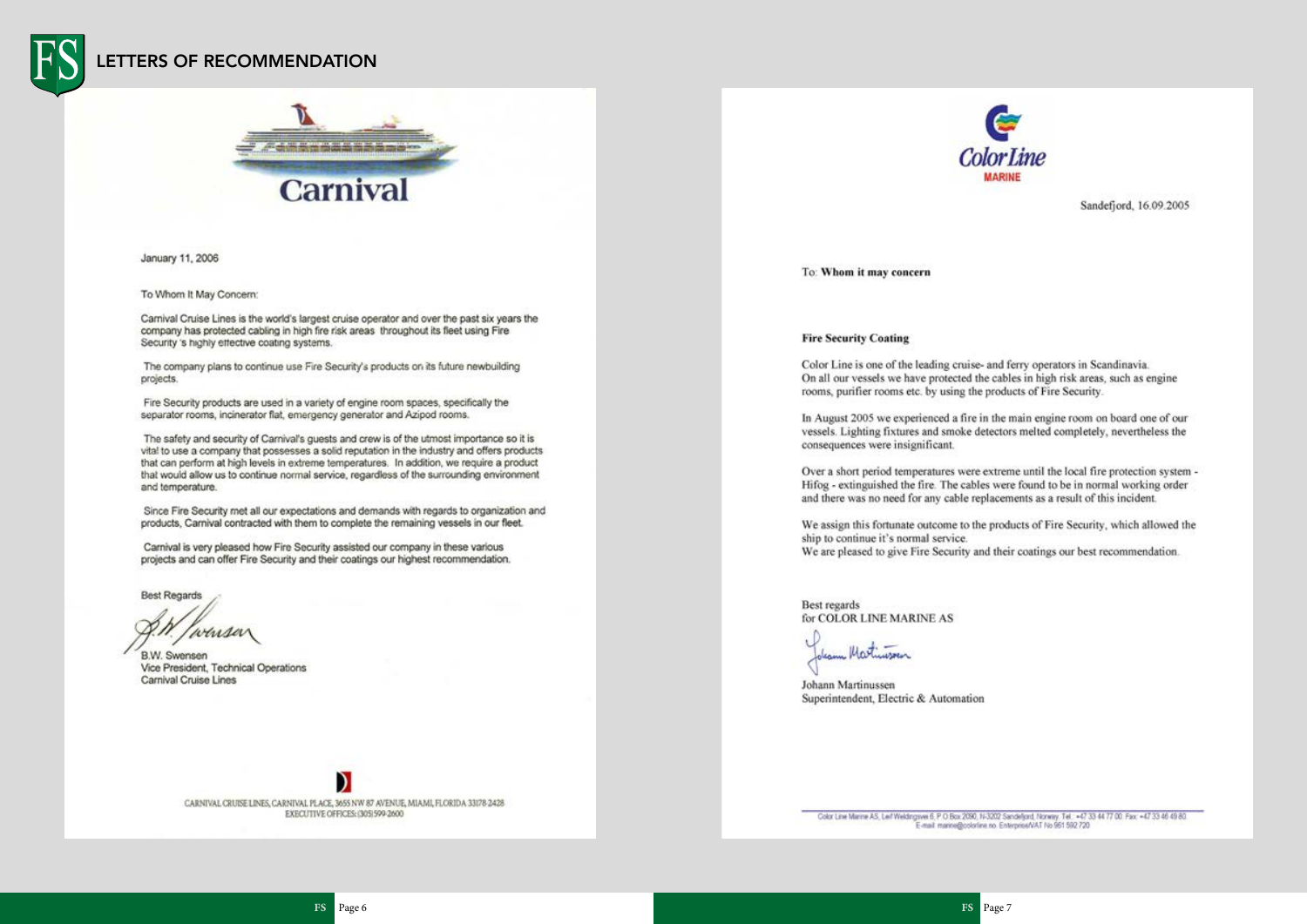# LETTERS OF RECOMMENDATION

Carnival

January 11, 2006

To Whom It May Concern:

Carnival Cruise Lines is the world's largest cruise operator and over the past six years the company has protected cabling in high fire risk areas throughout its fleet using Fire Security's highly effective coating systems.

The company plans to continue use Fire Security's products on its future newbuilding projects.

Fire Security products are used in a variety of engine room spaces, specifically the separator rooms, incinerator flat, emergency generator and Azipod rooms.

The safety and security of Carnival's guests and crew is of the utmost importance so it is vital to use a company that possesses a solid reputation in the industry and offers products that can perform at high levels in extreme temperatures. In addition, we require a product that would allow us to continue normal service, regardless of the surrounding environment and temperature.

Since Fire Security met all our expectations and demands with regards to organization and products, Carnival contracted with them to complete the remaining vessels in our fleet.

Carnival is very pleased how Fire Security assisted our company in these various projects and can offer Fire Security and their coatings our highest recommendation.

Best Regards

B.W. Swensen
Vice President, Technical Operations
Carnival Cruise Lines

CARNIVAL CRUISE LINES, CARNIVAL PLACE, 3655 NW 87 AVENUE, MIAMI, FLORIDA 33178-2428
EXECUTIVE OFFICES: (305) 599-2600

---

Color Line MARINE

Sandefjord, 16.09.2005

To: **Whom it may concern**

**Fire Security Coating**

Color Line is one of the leading cruise- and ferry operators in Scandinavia.
On all our vessels we have protected the cables in high risk areas, such as engine rooms, purifier rooms etc. by using the products of Fire Security.

In August 2005 we experienced a fire in the main engine room on board one of our vessels. Lighting fixtures and smoke detectors melted completely, nevertheless the consequences were insignificant.

Over a short period temperatures were extreme until the local fire protection system - Hifog - extinguished the fire. The cables were found to be in normal working order and there was no need for any cable replacements as a result of this incident.

We assign this fortunate outcome to the products of Fire Security, which allowed the ship to continue it's normal service.
We are pleased to give Fire Security and their coatings our best recommendation.

Best regards
for COLOR LINE MARINE AS

Johann Martinussen
Superintendent, Electric & Automation

Color Line Marine AS, Leif Weldingsvei 6, P O Box 2090, N-3202 Sandefjord, Norway Tel: +47 33 44 77 00 Fax: +47 33 46 49 80
E-mail: marine@colorline.no Enterprise/VAT No 961 592 720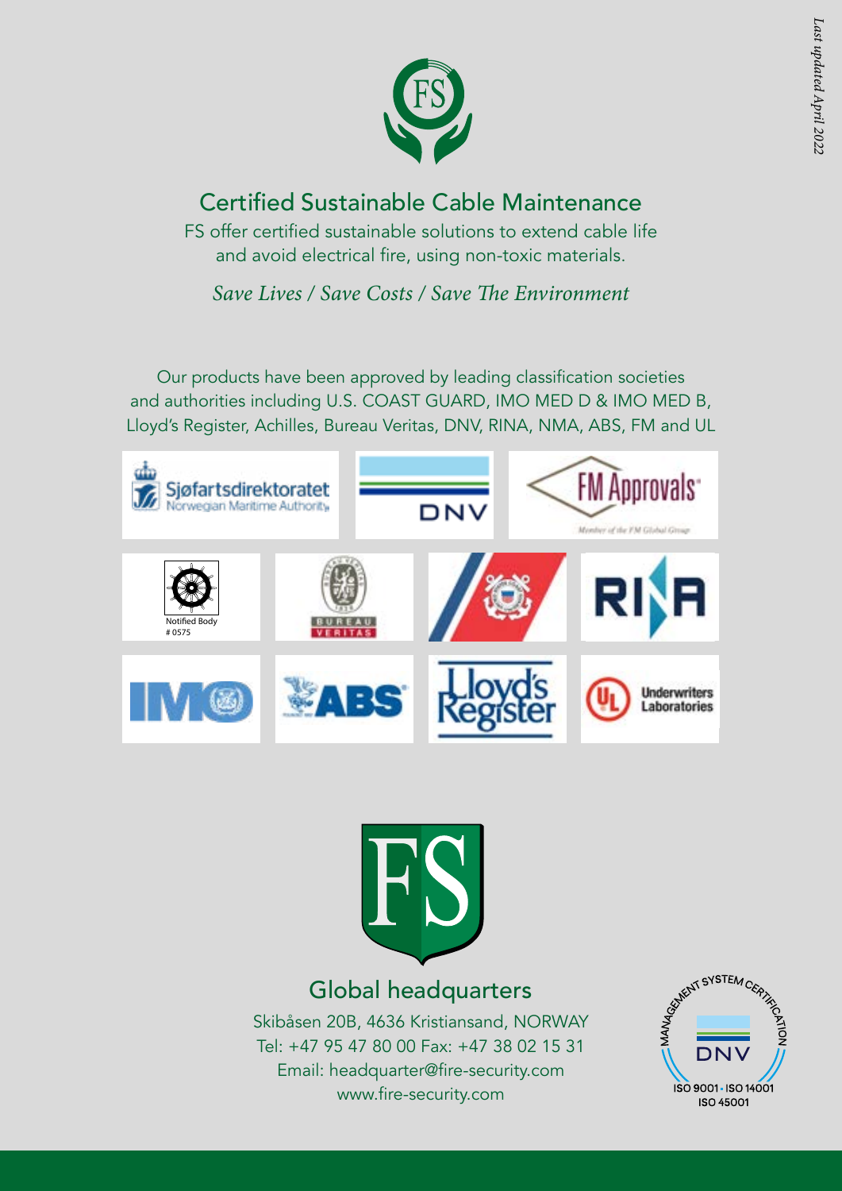## Certified Sustainable Cable Maintenance

FS offer certified sustainable solutions to extend cable life and avoid electrical fire, using non-toxic materials.

*Save Lives / Save Costs / Save The Environment*

Our products have been approved by leading classification societies and authorities including U.S. COAST GUARD, IMO MED D & IMO MED B, Lloyd's Register, Achilles, Bureau Veritas, DNV, RINA, NMA, ABS, FM and UL

## Global headquarters

Skibåsen 20B, 4636 Kristiansand, NORWAY
Tel: +47 95 47 80 00 Fax: +47 38 02 15 31
Email: headquarter@fire-security.com
www.fire-security.com

Last updated April 2022